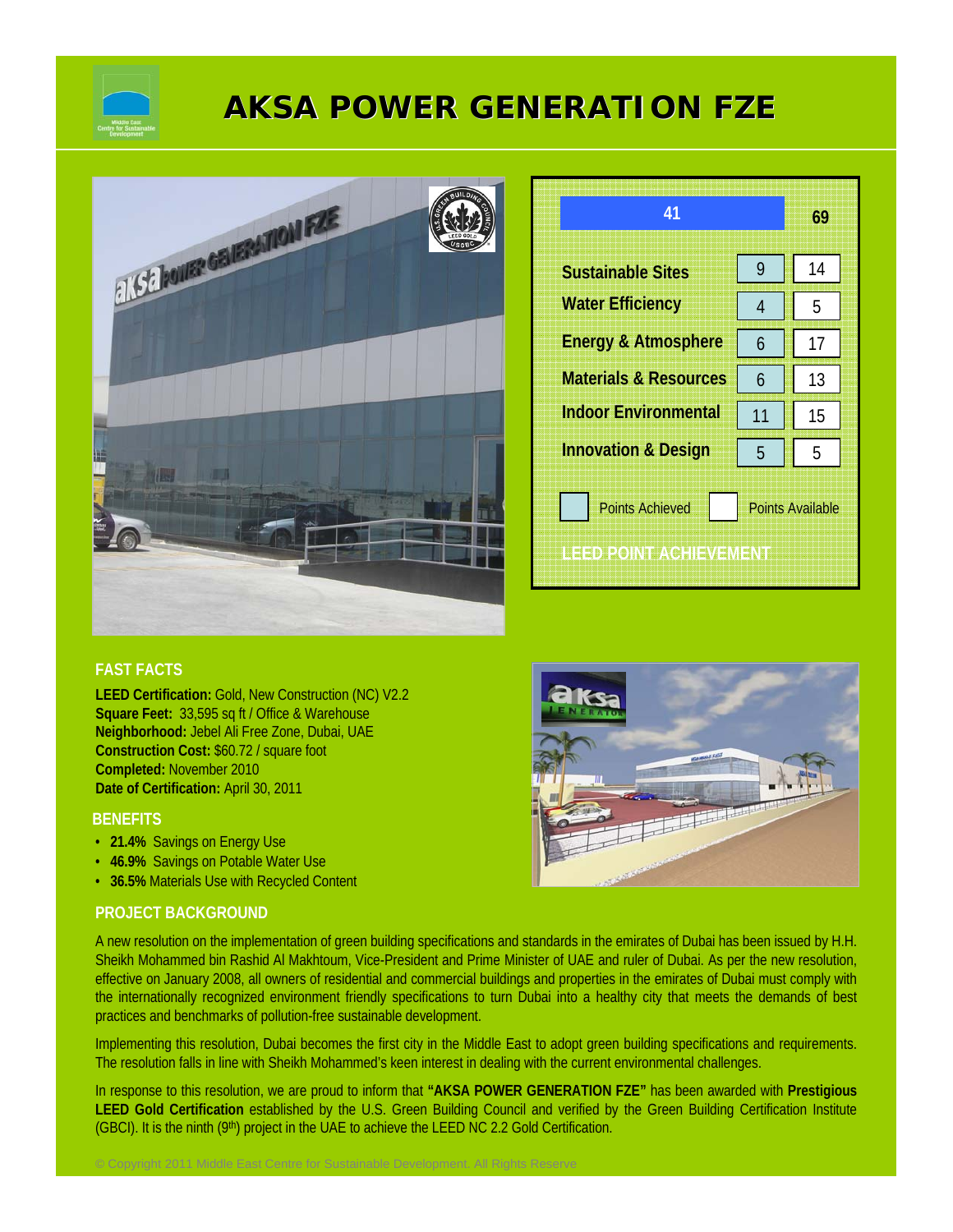# AKSA POWER GENERATION FZE

**LEED POINT ACHIEVEMENT**

| Category | Points Achieved | Points Available |
|---|---|---|
| Total | 41 | 69 |
| Sustainable Sites | 9 | 14 |
| Water Efficiency | 4 | 5 |
| Energy & Atmosphere | 6 | 17 |
| Materials & Resources | 6 | 13 |
| Indoor Environmental | 11 | 15 |
| Innovation & Design | 5 | 5 |

## FAST FACTS

**LEED Certification:** Gold, New Construction (NC) V2.2
**Square Feet:** 33,595 sq ft / Office & Warehouse
**Neighborhood:** Jebel Ali Free Zone, Dubai, UAE
**Construction Cost:** $60.72 / square foot
**Completed:** November 2010
**Date of Certification:** April 30, 2011

## BENEFITS

- **21.4%** Savings on Energy Use
- **46.9%** Savings on Potable Water Use
- **36.5%** Materials Use with Recycled Content

## PROJECT BACKGROUND

A new resolution on the implementation of green building specifications and standards in the emirates of Dubai has been issued by H.H. Sheikh Mohammed bin Rashid Al Makhtoum, Vice-President and Prime Minister of UAE and ruler of Dubai. As per the new resolution, effective on January 2008, all owners of residential and commercial buildings and properties in the emirates of Dubai must comply with the internationally recognized environment friendly specifications to turn Dubai into a healthy city that meets the demands of best practices and benchmarks of pollution-free sustainable development.

Implementing this resolution, Dubai becomes the first city in the Middle East to adopt green building specifications and requirements. The resolution falls in line with Sheikh Mohammed's keen interest in dealing with the current environmental challenges.

In response to this resolution, we are proud to inform that **"AKSA POWER GENERATION FZE"** has been awarded with **Prestigious LEED Gold Certification** established by the U.S. Green Building Council and verified by the Green Building Certification Institute (GBCI). It is the ninth (9th) project in the UAE to achieve the LEED NC 2.2 Gold Certification.

© Copyright 2011 Middle East Centre for Sustainable Development. All Rights Reserve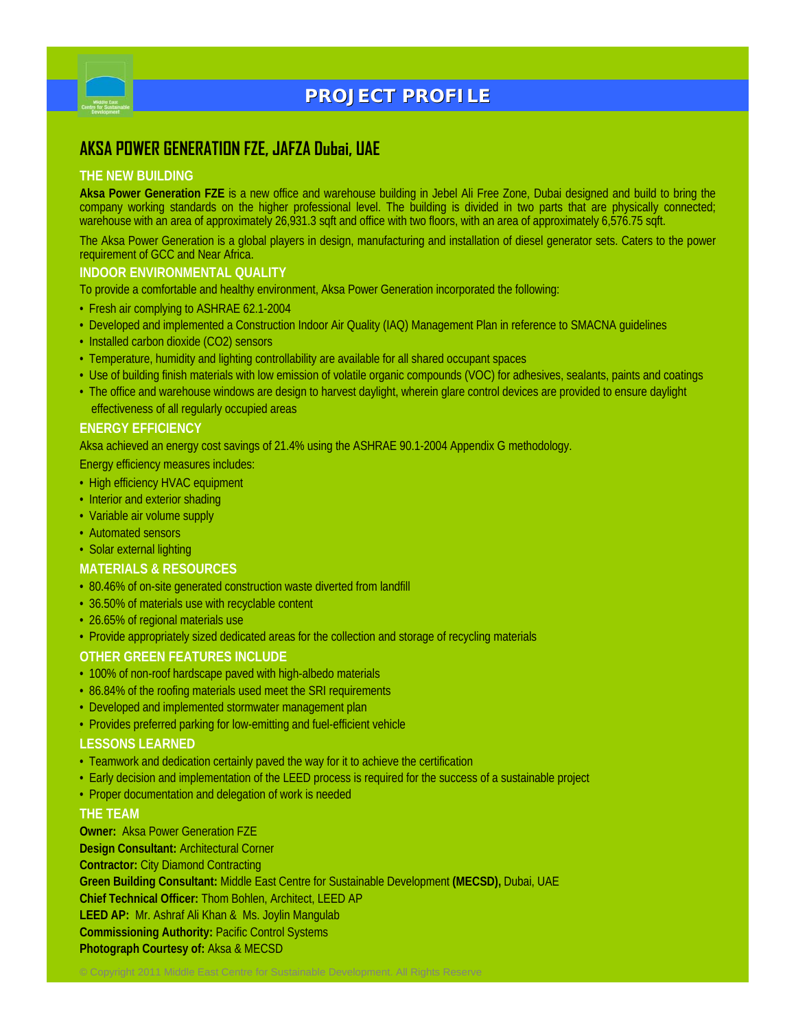# PROJECT PROFILE

## AKSA POWER GENERATION FZE, JAFZA Dubai, UAE

### THE NEW BUILDING

**Aksa Power Generation FZE** is a new office and warehouse building in Jebel Ali Free Zone, Dubai designed and build to bring the company working standards on the higher professional level. The building is divided in two parts that are physically connected; warehouse with an area of approximately 26,931.3 sqft and office with two floors, with an area of approximately 6,576.75 sqft.

The Aksa Power Generation is a global players in design, manufacturing and installation of diesel generator sets. Caters to the power requirement of GCC and Near Africa.

### INDOOR ENVIRONMENTAL QUALITY

To provide a comfortable and healthy environment, Aksa Power Generation incorporated the following:

- Fresh air complying to ASHRAE 62.1-2004
- Developed and implemented a Construction Indoor Air Quality (IAQ) Management Plan in reference to SMACNA guidelines
- Installed carbon dioxide ($CO_2$) sensors
- Temperature, humidity and lighting controllability are available for all shared occupant spaces
- Use of building finish materials with low emission of volatile organic compounds (VOC) for adhesives, sealants, paints and coatings
- The office and warehouse windows are design to harvest daylight, wherein glare control devices are provided to ensure daylight effectiveness of all regularly occupied areas

### ENERGY EFFICIENCY

Aksa achieved an energy cost savings of 21.4% using the ASHRAE 90.1-2004 Appendix G methodology.

Energy efficiency measures includes:

- High efficiency HVAC equipment
- Interior and exterior shading
- Variable air volume supply
- Automated sensors
- Solar external lighting

### MATERIALS & RESOURCES

- 80.46% of on-site generated construction waste diverted from landfill
- 36.50% of materials use with recyclable content
- 26.65% of regional materials use
- Provide appropriately sized dedicated areas for the collection and storage of recycling materials

### OTHER GREEN FEATURES INCLUDE

- 100% of non-roof hardscape paved with high-albedo materials
- 86.84% of the roofing materials used meet the SRI requirements
- Developed and implemented stormwater management plan
- Provides preferred parking for low-emitting and fuel-efficient vehicle

### LESSONS LEARNED

- Teamwork and dedication certainly paved the way for it to achieve the certification
- Early decision and implementation of the LEED process is required for the success of a sustainable project
- Proper documentation and delegation of work is needed

### THE TEAM

**Owner:** Aksa Power Generation FZE
**Design Consultant:** Architectural Corner
**Contractor:** City Diamond Contracting
**Green Building Consultant:** Middle East Centre for Sustainable Development **(MECSD),** Dubai, UAE
**Chief Technical Officer:** Thom Bohlen, Architect, LEED AP
**LEED AP:** Mr. Ashraf Ali Khan & Ms. Joylin Mangulab
**Commissioning Authority:** Pacific Control Systems
**Photograph Courtesy of:** Aksa & MECSD

© Copyright 2011 Middle East Centre for Sustainable Development. All Rights Reserve